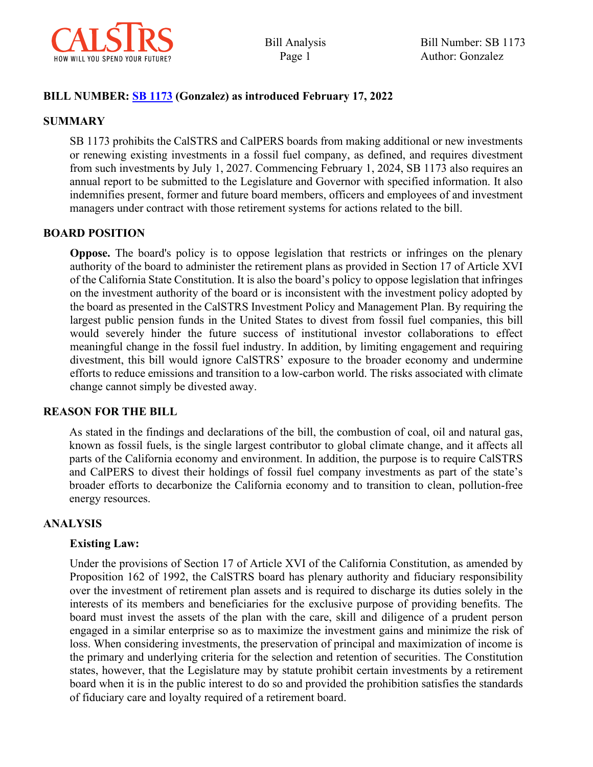**BILL NUMBER: [SB 1173](#) (Gonzalez) as introduced February 17, 2022**

## SUMMARY

SB 1173 prohibits the CalSTRS and CalPERS boards from making additional or new investments or renewing existing investments in a fossil fuel company, as defined, and requires divestment from such investments by July 1, 2027. Commencing February 1, 2024, SB 1173 also requires an annual report to be submitted to the Legislature and Governor with specified information. It also indemnifies present, former and future board members, officers and employees of and investment managers under contract with those retirement systems for actions related to the bill.

## BOARD POSITION

**Oppose.** The board's policy is to oppose legislation that restricts or infringes on the plenary authority of the board to administer the retirement plans as provided in Section 17 of Article XVI of the California State Constitution. It is also the board's policy to oppose legislation that infringes on the investment authority of the board or is inconsistent with the investment policy adopted by the board as presented in the CalSTRS Investment Policy and Management Plan. By requiring the largest public pension funds in the United States to divest from fossil fuel companies, this bill would severely hinder the future success of institutional investor collaborations to effect meaningful change in the fossil fuel industry. In addition, by limiting engagement and requiring divestment, this bill would ignore CalSTRS' exposure to the broader economy and undermine efforts to reduce emissions and transition to a low-carbon world. The risks associated with climate change cannot simply be divested away.

## REASON FOR THE BILL

As stated in the findings and declarations of the bill, the combustion of coal, oil and natural gas, known as fossil fuels, is the single largest contributor to global climate change, and it affects all parts of the California economy and environment. In addition, the purpose is to require CalSTRS and CalPERS to divest their holdings of fossil fuel company investments as part of the state's broader efforts to decarbonize the California economy and to transition to clean, pollution-free energy resources.

## ANALYSIS

### Existing Law:

Under the provisions of Section 17 of Article XVI of the California Constitution, as amended by Proposition 162 of 1992, the CalSTRS board has plenary authority and fiduciary responsibility over the investment of retirement plan assets and is required to discharge its duties solely in the interests of its members and beneficiaries for the exclusive purpose of providing benefits. The board must invest the assets of the plan with the care, skill and diligence of a prudent person engaged in a similar enterprise so as to maximize the investment gains and minimize the risk of loss. When considering investments, the preservation of principal and maximization of income is the primary and underlying criteria for the selection and retention of securities. The Constitution states, however, that the Legislature may by statute prohibit certain investments by a retirement board when it is in the public interest to do so and provided the prohibition satisfies the standards of fiduciary care and loyalty required of a retirement board.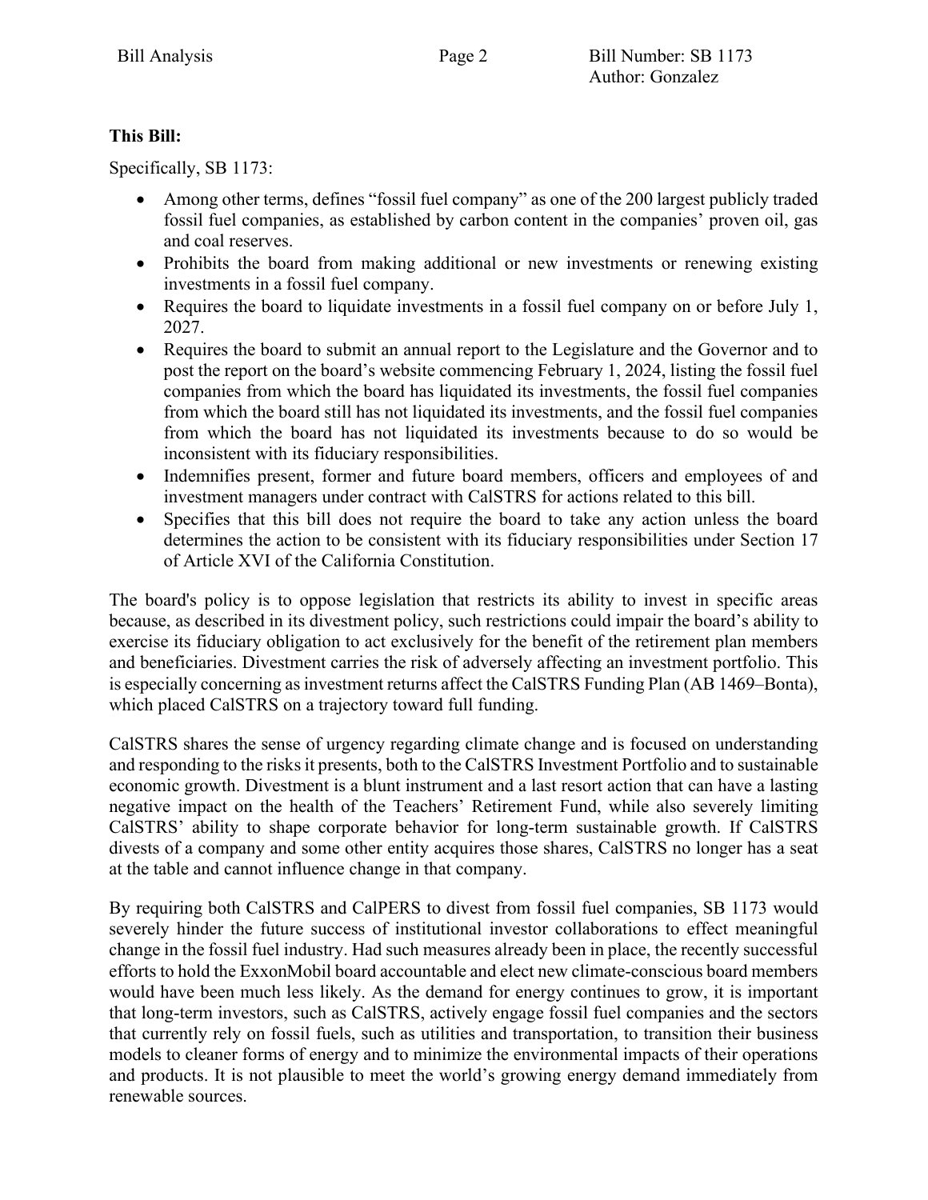**This Bill:**

Specifically, SB 1173:

- Among other terms, defines "fossil fuel company" as one of the 200 largest publicly traded fossil fuel companies, as established by carbon content in the companies' proven oil, gas and coal reserves.
- Prohibits the board from making additional or new investments or renewing existing investments in a fossil fuel company.
- Requires the board to liquidate investments in a fossil fuel company on or before July 1, 2027.
- Requires the board to submit an annual report to the Legislature and the Governor and to post the report on the board's website commencing February 1, 2024, listing the fossil fuel companies from which the board has liquidated its investments, the fossil fuel companies from which the board still has not liquidated its investments, and the fossil fuel companies from which the board has not liquidated its investments because to do so would be inconsistent with its fiduciary responsibilities.
- Indemnifies present, former and future board members, officers and employees of and investment managers under contract with CalSTRS for actions related to this bill.
- Specifies that this bill does not require the board to take any action unless the board determines the action to be consistent with its fiduciary responsibilities under Section 17 of Article XVI of the California Constitution.

The board's policy is to oppose legislation that restricts its ability to invest in specific areas because, as described in its divestment policy, such restrictions could impair the board's ability to exercise its fiduciary obligation to act exclusively for the benefit of the retirement plan members and beneficiaries. Divestment carries the risk of adversely affecting an investment portfolio. This is especially concerning as investment returns affect the CalSTRS Funding Plan (AB 1469–Bonta), which placed CalSTRS on a trajectory toward full funding.

CalSTRS shares the sense of urgency regarding climate change and is focused on understanding and responding to the risks it presents, both to the CalSTRS Investment Portfolio and to sustainable economic growth. Divestment is a blunt instrument and a last resort action that can have a lasting negative impact on the health of the Teachers' Retirement Fund, while also severely limiting CalSTRS' ability to shape corporate behavior for long-term sustainable growth. If CalSTRS divests of a company and some other entity acquires those shares, CalSTRS no longer has a seat at the table and cannot influence change in that company.

By requiring both CalSTRS and CalPERS to divest from fossil fuel companies, SB 1173 would severely hinder the future success of institutional investor collaborations to effect meaningful change in the fossil fuel industry. Had such measures already been in place, the recently successful efforts to hold the ExxonMobil board accountable and elect new climate-conscious board members would have been much less likely. As the demand for energy continues to grow, it is important that long-term investors, such as CalSTRS, actively engage fossil fuel companies and the sectors that currently rely on fossil fuels, such as utilities and transportation, to transition their business models to cleaner forms of energy and to minimize the environmental impacts of their operations and products. It is not plausible to meet the world's growing energy demand immediately from renewable sources.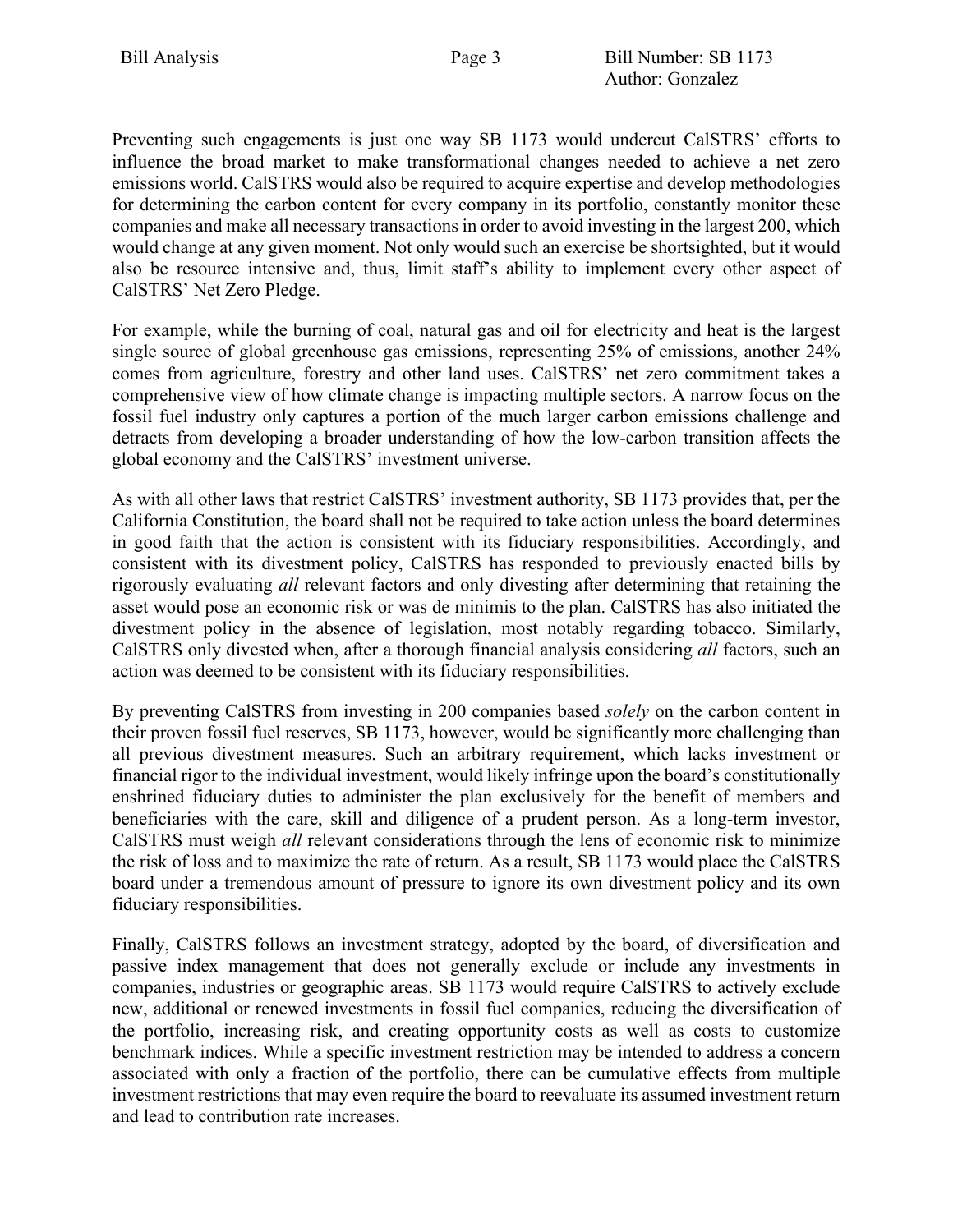Preventing such engagements is just one way SB 1173 would undercut CalSTRS' efforts to influence the broad market to make transformational changes needed to achieve a net zero emissions world. CalSTRS would also be required to acquire expertise and develop methodologies for determining the carbon content for every company in its portfolio, constantly monitor these companies and make all necessary transactions in order to avoid investing in the largest 200, which would change at any given moment. Not only would such an exercise be shortsighted, but it would also be resource intensive and, thus, limit staff's ability to implement every other aspect of CalSTRS' Net Zero Pledge.

For example, while the burning of coal, natural gas and oil for electricity and heat is the largest single source of global greenhouse gas emissions, representing 25% of emissions, another 24% comes from agriculture, forestry and other land uses. CalSTRS' net zero commitment takes a comprehensive view of how climate change is impacting multiple sectors. A narrow focus on the fossil fuel industry only captures a portion of the much larger carbon emissions challenge and detracts from developing a broader understanding of how the low-carbon transition affects the global economy and the CalSTRS' investment universe.

As with all other laws that restrict CalSTRS' investment authority, SB 1173 provides that, per the California Constitution, the board shall not be required to take action unless the board determines in good faith that the action is consistent with its fiduciary responsibilities. Accordingly, and consistent with its divestment policy, CalSTRS has responded to previously enacted bills by rigorously evaluating *all* relevant factors and only divesting after determining that retaining the asset would pose an economic risk or was de minimis to the plan. CalSTRS has also initiated the divestment policy in the absence of legislation, most notably regarding tobacco. Similarly, CalSTRS only divested when, after a thorough financial analysis considering *all* factors, such an action was deemed to be consistent with its fiduciary responsibilities.

By preventing CalSTRS from investing in 200 companies based *solely* on the carbon content in their proven fossil fuel reserves, SB 1173, however, would be significantly more challenging than all previous divestment measures. Such an arbitrary requirement, which lacks investment or financial rigor to the individual investment, would likely infringe upon the board's constitutionally enshrined fiduciary duties to administer the plan exclusively for the benefit of members and beneficiaries with the care, skill and diligence of a prudent person. As a long-term investor, CalSTRS must weigh *all* relevant considerations through the lens of economic risk to minimize the risk of loss and to maximize the rate of return. As a result, SB 1173 would place the CalSTRS board under a tremendous amount of pressure to ignore its own divestment policy and its own fiduciary responsibilities.

Finally, CalSTRS follows an investment strategy, adopted by the board, of diversification and passive index management that does not generally exclude or include any investments in companies, industries or geographic areas. SB 1173 would require CalSTRS to actively exclude new, additional or renewed investments in fossil fuel companies, reducing the diversification of the portfolio, increasing risk, and creating opportunity costs as well as costs to customize benchmark indices. While a specific investment restriction may be intended to address a concern associated with only a fraction of the portfolio, there can be cumulative effects from multiple investment restrictions that may even require the board to reevaluate its assumed investment return and lead to contribution rate increases.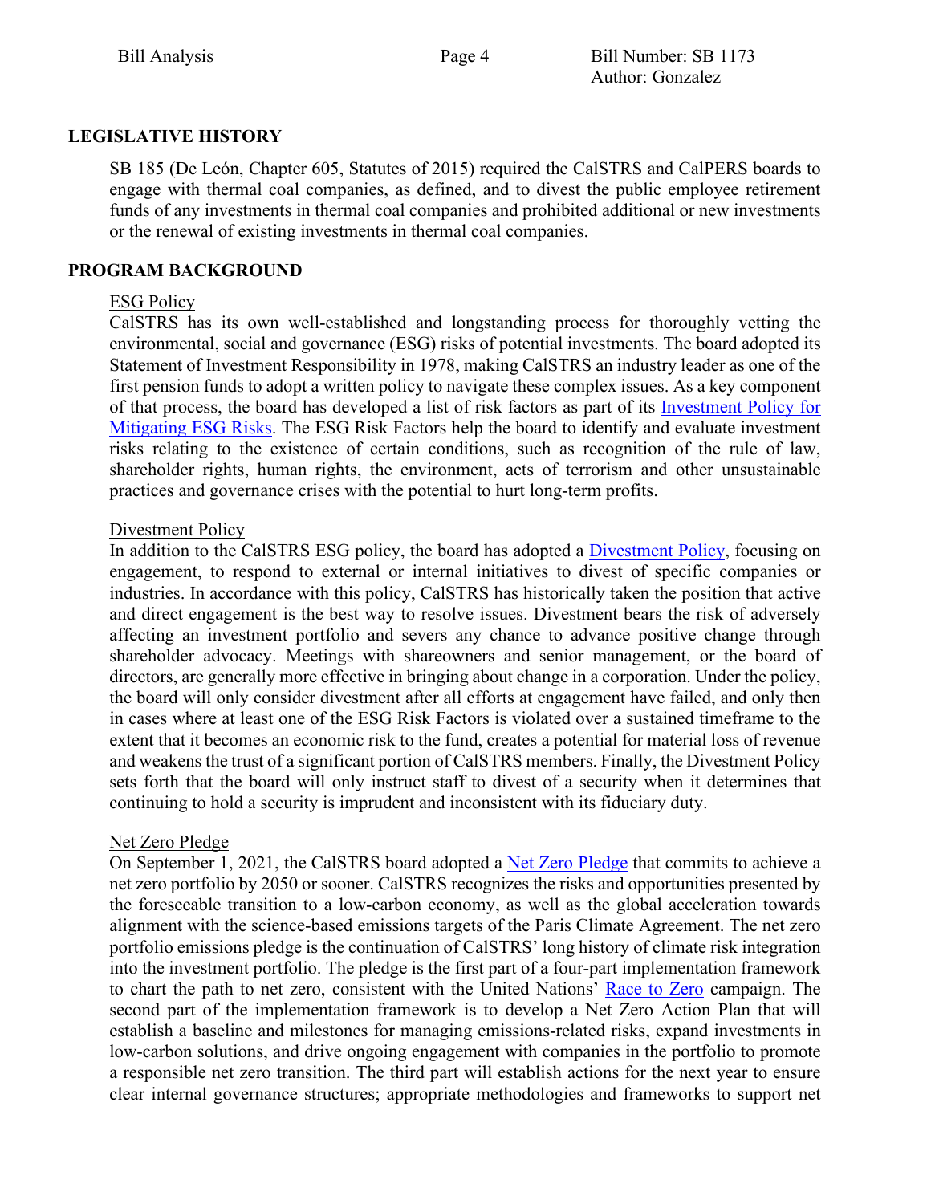## LEGISLATIVE HISTORY

SB 185 (De León, Chapter 605, Statutes of 2015) required the CalSTRS and CalPERS boards to engage with thermal coal companies, as defined, and to divest the public employee retirement funds of any investments in thermal coal companies and prohibited additional or new investments or the renewal of existing investments in thermal coal companies.

## PROGRAM BACKGROUND

### ESG Policy

CalSTRS has its own well-established and longstanding process for thoroughly vetting the environmental, social and governance (ESG) risks of potential investments. The board adopted its Statement of Investment Responsibility in 1978, making CalSTRS an industry leader as one of the first pension funds to adopt a written policy to navigate these complex issues. As a key component of that process, the board has developed a list of risk factors as part of its Investment Policy for Mitigating ESG Risks. The ESG Risk Factors help the board to identify and evaluate investment risks relating to the existence of certain conditions, such as recognition of the rule of law, shareholder rights, human rights, the environment, acts of terrorism and other unsustainable practices and governance crises with the potential to hurt long-term profits.

### Divestment Policy

In addition to the CalSTRS ESG policy, the board has adopted a Divestment Policy, focusing on engagement, to respond to external or internal initiatives to divest of specific companies or industries. In accordance with this policy, CalSTRS has historically taken the position that active and direct engagement is the best way to resolve issues. Divestment bears the risk of adversely affecting an investment portfolio and severs any chance to advance positive change through shareholder advocacy. Meetings with shareowners and senior management, or the board of directors, are generally more effective in bringing about change in a corporation. Under the policy, the board will only consider divestment after all efforts at engagement have failed, and only then in cases where at least one of the ESG Risk Factors is violated over a sustained timeframe to the extent that it becomes an economic risk to the fund, creates a potential for material loss of revenue and weakens the trust of a significant portion of CalSTRS members. Finally, the Divestment Policy sets forth that the board will only instruct staff to divest of a security when it determines that continuing to hold a security is imprudent and inconsistent with its fiduciary duty.

### Net Zero Pledge

On September 1, 2021, the CalSTRS board adopted a Net Zero Pledge that commits to achieve a net zero portfolio by 2050 or sooner. CalSTRS recognizes the risks and opportunities presented by the foreseeable transition to a low-carbon economy, as well as the global acceleration towards alignment with the science-based emissions targets of the Paris Climate Agreement. The net zero portfolio emissions pledge is the continuation of CalSTRS' long history of climate risk integration into the investment portfolio. The pledge is the first part of a four-part implementation framework to chart the path to net zero, consistent with the United Nations' Race to Zero campaign. The second part of the implementation framework is to develop a Net Zero Action Plan that will establish a baseline and milestones for managing emissions-related risks, expand investments in low-carbon solutions, and drive ongoing engagement with companies in the portfolio to promote a responsible net zero transition. The third part will establish actions for the next year to ensure clear internal governance structures; appropriate methodologies and frameworks to support net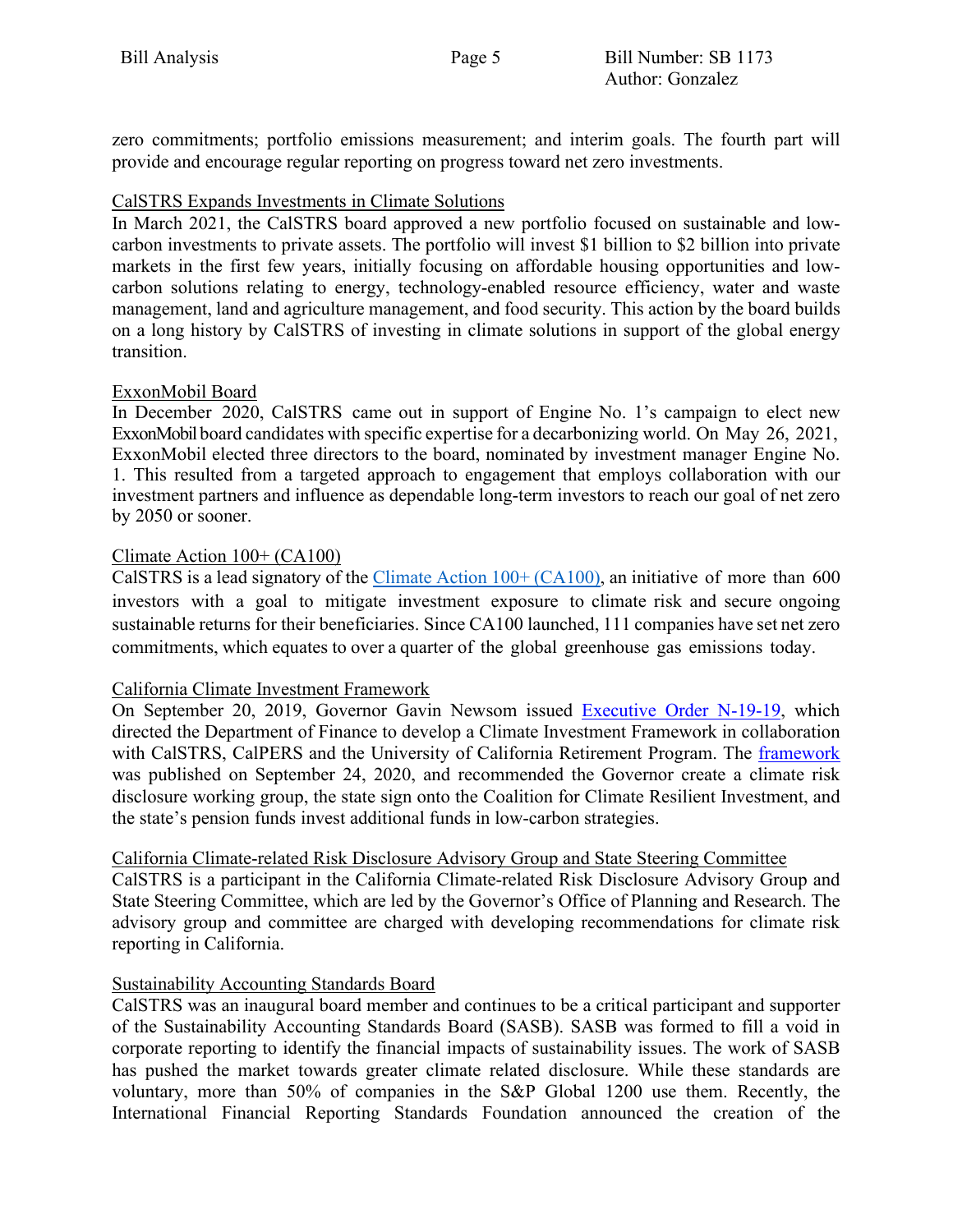zero commitments; portfolio emissions measurement; and interim goals. The fourth part will provide and encourage regular reporting on progress toward net zero investments.

CalSTRS Expands Investments in Climate Solutions

In March 2021, the CalSTRS board approved a new portfolio focused on sustainable and low-carbon investments to private assets. The portfolio will invest $1 billion to $2 billion into private markets in the first few years, initially focusing on affordable housing opportunities and low-carbon solutions relating to energy, technology-enabled resource efficiency, water and waste management, land and agriculture management, and food security. This action by the board builds on a long history by CalSTRS of investing in climate solutions in support of the global energy transition.

ExxonMobil Board

In December 2020, CalSTRS came out in support of Engine No. 1's campaign to elect new ExxonMobil board candidates with specific expertise for a decarbonizing world. On May 26, 2021, ExxonMobil elected three directors to the board, nominated by investment manager Engine No. 1. This resulted from a targeted approach to engagement that employs collaboration with our investment partners and influence as dependable long-term investors to reach our goal of net zero by 2050 or sooner.

Climate Action 100+ (CA100)

CalSTRS is a lead signatory of the Climate Action 100+ (CA100), an initiative of more than 600 investors with a goal to mitigate investment exposure to climate risk and secure ongoing sustainable returns for their beneficiaries. Since CA100 launched, 111 companies have set net zero commitments, which equates to over a quarter of the global greenhouse gas emissions today.

California Climate Investment Framework

On September 20, 2019, Governor Gavin Newsom issued Executive Order N-19-19, which directed the Department of Finance to develop a Climate Investment Framework in collaboration with CalSTRS, CalPERS and the University of California Retirement Program. The framework was published on September 24, 2020, and recommended the Governor create a climate risk disclosure working group, the state sign onto the Coalition for Climate Resilient Investment, and the state's pension funds invest additional funds in low-carbon strategies.

California Climate-related Risk Disclosure Advisory Group and State Steering Committee

CalSTRS is a participant in the California Climate-related Risk Disclosure Advisory Group and State Steering Committee, which are led by the Governor's Office of Planning and Research. The advisory group and committee are charged with developing recommendations for climate risk reporting in California.

Sustainability Accounting Standards Board

CalSTRS was an inaugural board member and continues to be a critical participant and supporter of the Sustainability Accounting Standards Board (SASB). SASB was formed to fill a void in corporate reporting to identify the financial impacts of sustainability issues. The work of SASB has pushed the market towards greater climate related disclosure. While these standards are voluntary, more than 50% of companies in the S&P Global 1200 use them. Recently, the International Financial Reporting Standards Foundation announced the creation of the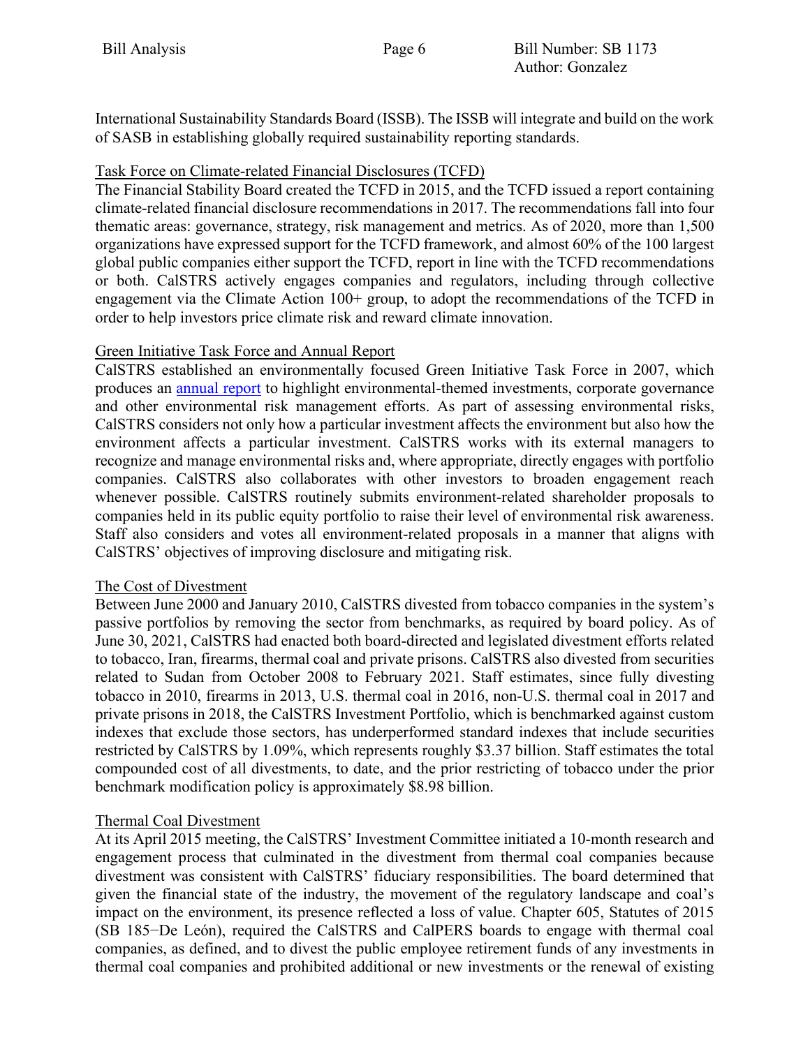International Sustainability Standards Board (ISSB). The ISSB will integrate and build on the work of SASB in establishing globally required sustainability reporting standards.

Task Force on Climate-related Financial Disclosures (TCFD)

The Financial Stability Board created the TCFD in 2015, and the TCFD issued a report containing climate-related financial disclosure recommendations in 2017. The recommendations fall into four thematic areas: governance, strategy, risk management and metrics. As of 2020, more than 1,500 organizations have expressed support for the TCFD framework, and almost 60% of the 100 largest global public companies either support the TCFD, report in line with the TCFD recommendations or both. CalSTRS actively engages companies and regulators, including through collective engagement via the Climate Action 100+ group, to adopt the recommendations of the TCFD in order to help investors price climate risk and reward climate innovation.

Green Initiative Task Force and Annual Report

CalSTRS established an environmentally focused Green Initiative Task Force in 2007, which produces an annual report to highlight environmental-themed investments, corporate governance and other environmental risk management efforts. As part of assessing environmental risks, CalSTRS considers not only how a particular investment affects the environment but also how the environment affects a particular investment. CalSTRS works with its external managers to recognize and manage environmental risks and, where appropriate, directly engages with portfolio companies. CalSTRS also collaborates with other investors to broaden engagement reach whenever possible. CalSTRS routinely submits environment-related shareholder proposals to companies held in its public equity portfolio to raise their level of environmental risk awareness. Staff also considers and votes all environment-related proposals in a manner that aligns with CalSTRS' objectives of improving disclosure and mitigating risk.

The Cost of Divestment

Between June 2000 and January 2010, CalSTRS divested from tobacco companies in the system's passive portfolios by removing the sector from benchmarks, as required by board policy. As of June 30, 2021, CalSTRS had enacted both board-directed and legislated divestment efforts related to tobacco, Iran, firearms, thermal coal and private prisons. CalSTRS also divested from securities related to Sudan from October 2008 to February 2021. Staff estimates, since fully divesting tobacco in 2010, firearms in 2013, U.S. thermal coal in 2016, non-U.S. thermal coal in 2017 and private prisons in 2018, the CalSTRS Investment Portfolio, which is benchmarked against custom indexes that exclude those sectors, has underperformed standard indexes that include securities restricted by CalSTRS by 1.09%, which represents roughly \$3.37 billion. Staff estimates the total compounded cost of all divestments, to date, and the prior restricting of tobacco under the prior benchmark modification policy is approximately \$8.98 billion.

Thermal Coal Divestment

At its April 2015 meeting, the CalSTRS' Investment Committee initiated a 10-month research and engagement process that culminated in the divestment from thermal coal companies because divestment was consistent with CalSTRS' fiduciary responsibilities. The board determined that given the financial state of the industry, the movement of the regulatory landscape and coal's impact on the environment, its presence reflected a loss of value. Chapter 605, Statutes of 2015 (SB 185−De León), required the CalSTRS and CalPERS boards to engage with thermal coal companies, as defined, and to divest the public employee retirement funds of any investments in thermal coal companies and prohibited additional or new investments or the renewal of existing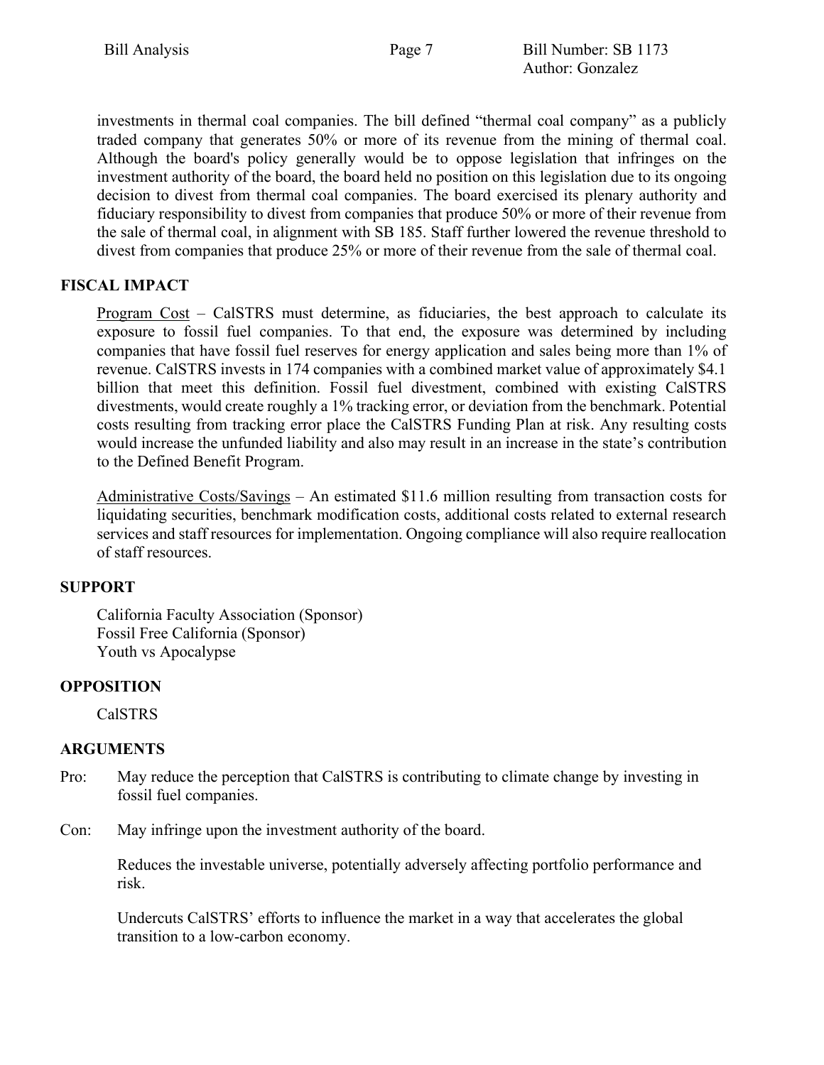investments in thermal coal companies. The bill defined "thermal coal company" as a publicly traded company that generates 50% or more of its revenue from the mining of thermal coal. Although the board's policy generally would be to oppose legislation that infringes on the investment authority of the board, the board held no position on this legislation due to its ongoing decision to divest from thermal coal companies. The board exercised its plenary authority and fiduciary responsibility to divest from companies that produce 50% or more of their revenue from the sale of thermal coal, in alignment with SB 185. Staff further lowered the revenue threshold to divest from companies that produce 25% or more of their revenue from the sale of thermal coal.

## FISCAL IMPACT

Program Cost – CalSTRS must determine, as fiduciaries, the best approach to calculate its exposure to fossil fuel companies. To that end, the exposure was determined by including companies that have fossil fuel reserves for energy application and sales being more than 1% of revenue. CalSTRS invests in 174 companies with a combined market value of approximately $4.1 billion that meet this definition. Fossil fuel divestment, combined with existing CalSTRS divestments, would create roughly a 1% tracking error, or deviation from the benchmark. Potential costs resulting from tracking error place the CalSTRS Funding Plan at risk. Any resulting costs would increase the unfunded liability and also may result in an increase in the state's contribution to the Defined Benefit Program.

Administrative Costs/Savings – An estimated $11.6 million resulting from transaction costs for liquidating securities, benchmark modification costs, additional costs related to external research services and staff resources for implementation. Ongoing compliance will also require reallocation of staff resources.

## SUPPORT

California Faculty Association (Sponsor)
Fossil Free California (Sponsor)
Youth vs Apocalypse

## OPPOSITION

CalSTRS

## ARGUMENTS

Pro: May reduce the perception that CalSTRS is contributing to climate change by investing in fossil fuel companies.

Con: May infringe upon the investment authority of the board.

Reduces the investable universe, potentially adversely affecting portfolio performance and risk.

Undercuts CalSTRS' efforts to influence the market in a way that accelerates the global transition to a low-carbon economy.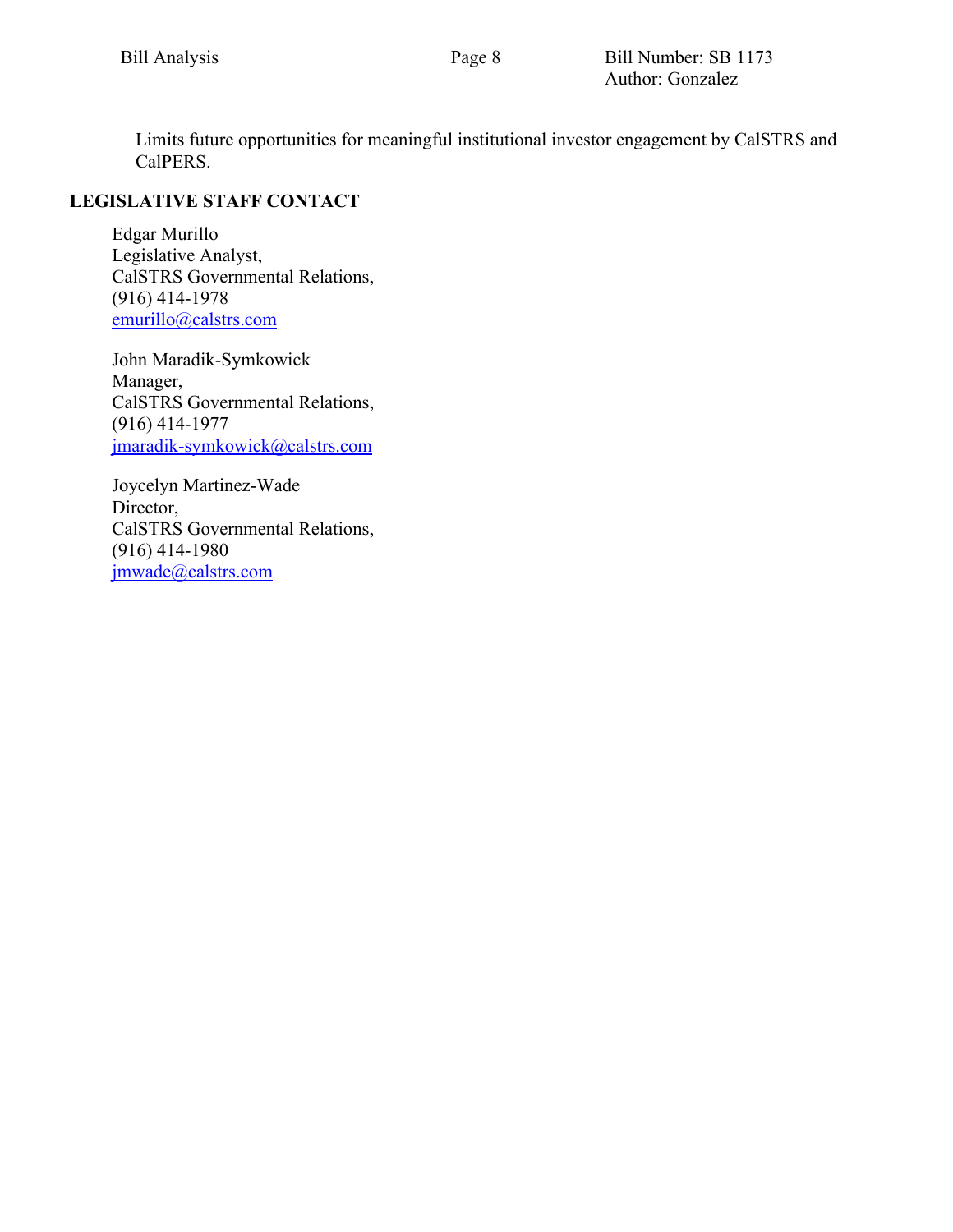Limits future opportunities for meaningful institutional investor engagement by CalSTRS and CalPERS.

## LEGISLATIVE STAFF CONTACT

Edgar Murillo
Legislative Analyst,
CalSTRS Governmental Relations,
(916) 414-1978
emurillo@calstrs.com

John Maradik-Symkowick
Manager,
CalSTRS Governmental Relations,
(916) 414-1977
jmaradik-symkowick@calstrs.com

Joycelyn Martinez-Wade
Director,
CalSTRS Governmental Relations,
(916) 414-1980
jmwade@calstrs.com